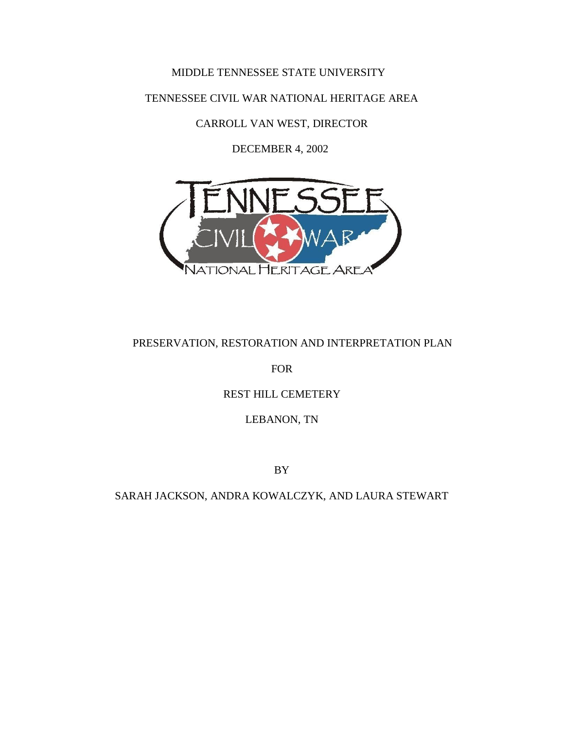MIDDLE TENNESSEE STATE UNIVERSITY

TENNESSEE CIVIL WAR NATIONAL HERITAGE AREA

CARROLL VAN WEST, DIRECTOR

DECEMBER 4, 2002

TENNESSEE CIVIL WAR NATIONAL HERITAGE AREA

# PRESERVATION, RESTORATION AND INTERPRETATION PLAN

FOR

REST HILL CEMETERY

LEBANON, TN

BY

SARAH JACKSON, ANDRA KOWALCZYK, AND LAURA STEWART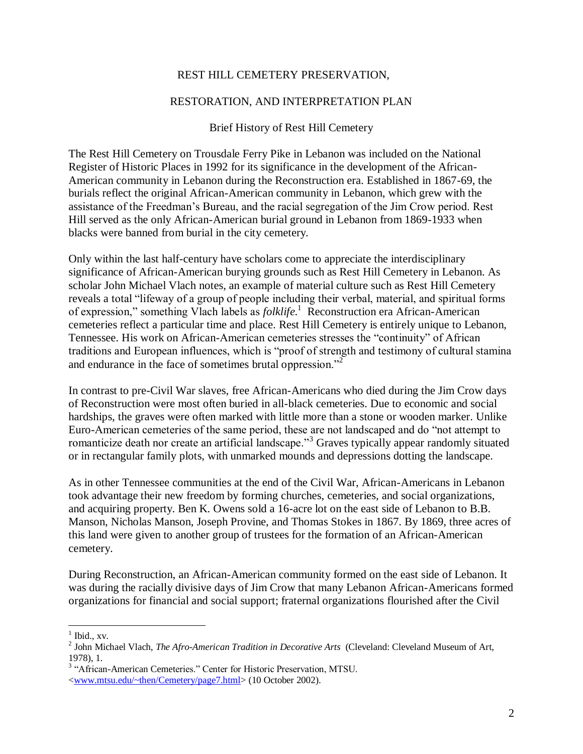# REST HILL CEMETERY PRESERVATION,

# RESTORATION, AND INTERPRETATION PLAN

## Brief History of Rest Hill Cemetery

The Rest Hill Cemetery on Trousdale Ferry Pike in Lebanon was included on the National Register of Historic Places in 1992 for its significance in the development of the African-American community in Lebanon during the Reconstruction era. Established in 1867-69, the burials reflect the original African-American community in Lebanon, which grew with the assistance of the Freedman's Bureau, and the racial segregation of the Jim Crow period. Rest Hill served as the only African-American burial ground in Lebanon from 1869-1933 when blacks were banned from burial in the city cemetery.

Only within the last half-century have scholars come to appreciate the interdisciplinary significance of African-American burying grounds such as Rest Hill Cemetery in Lebanon. As scholar John Michael Vlach notes, an example of material culture such as Rest Hill Cemetery reveals a total "lifeway of a group of people including their verbal, material, and spiritual forms of expression," something Vlach labels as *folklife*.[1] Reconstruction era African-American cemeteries reflect a particular time and place. Rest Hill Cemetery is entirely unique to Lebanon, Tennessee. His work on African-American cemeteries stresses the "continuity" of African traditions and European influences, which is "proof of strength and testimony of cultural stamina and endurance in the face of sometimes brutal oppression."[2]

In contrast to pre-Civil War slaves, free African-Americans who died during the Jim Crow days of Reconstruction were most often buried in all-black cemeteries. Due to economic and social hardships, the graves were often marked with little more than a stone or wooden marker. Unlike Euro-American cemeteries of the same period, these are not landscaped and do "not attempt to romanticize death nor create an artificial landscape."[3] Graves typically appear randomly situated or in rectangular family plots, with unmarked mounds and depressions dotting the landscape.

As in other Tennessee communities at the end of the Civil War, African-Americans in Lebanon took advantage their new freedom by forming churches, cemeteries, and social organizations, and acquiring property. Ben K. Owens sold a 16-acre lot on the east side of Lebanon to B.B. Manson, Nicholas Manson, Joseph Provine, and Thomas Stokes in 1867. By 1869, three acres of this land were given to another group of trustees for the formation of an African-American cemetery.

During Reconstruction, an African-American community formed on the east side of Lebanon. It was during the racially divisive days of Jim Crow that many Lebanon African-Americans formed organizations for financial and social support; fraternal organizations flourished after the Civil

---

[1] Ibid., xv.

[2] John Michael Vlach, *The Afro-American Tradition in Decorative Arts* (Cleveland: Cleveland Museum of Art, 1978), 1.

[3] "African-American Cemeteries." Center for Historic Preservation, MTSU. <www.mtsu.edu/~then/Cemetery/page7.html> (10 October 2002).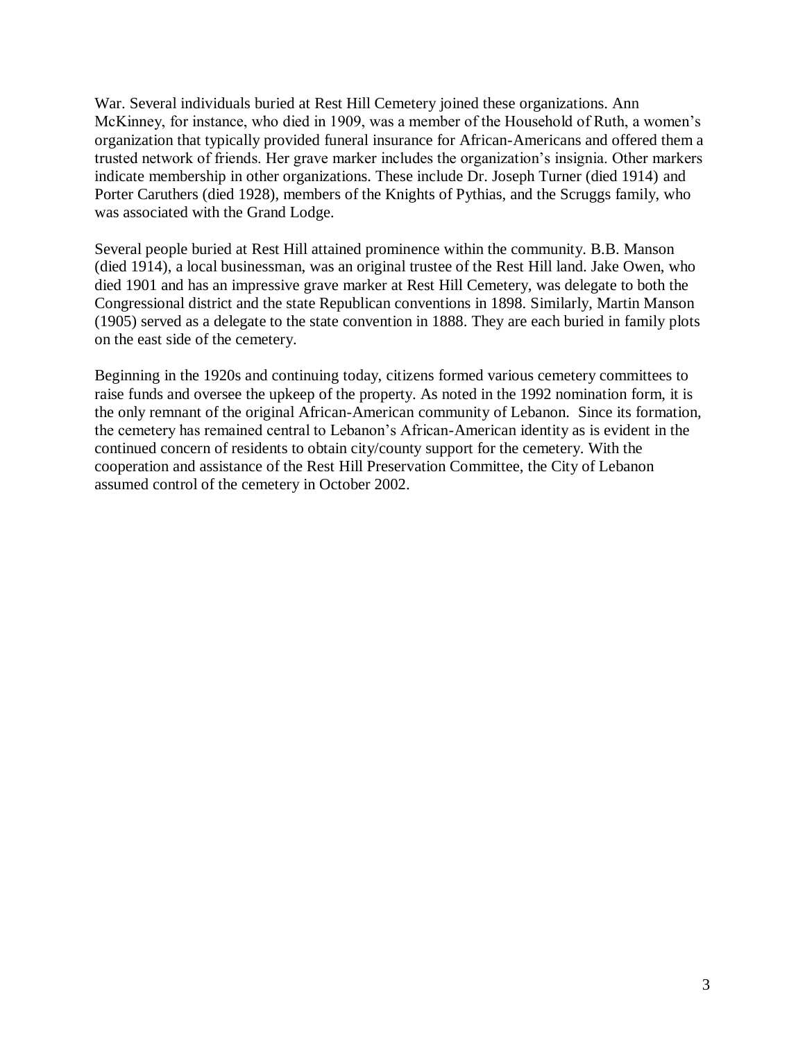War. Several individuals buried at Rest Hill Cemetery joined these organizations. Ann McKinney, for instance, who died in 1909, was a member of the Household of Ruth, a women's organization that typically provided funeral insurance for African-Americans and offered them a trusted network of friends. Her grave marker includes the organization's insignia. Other markers indicate membership in other organizations. These include Dr. Joseph Turner (died 1914) and Porter Caruthers (died 1928), members of the Knights of Pythias, and the Scruggs family, who was associated with the Grand Lodge.

Several people buried at Rest Hill attained prominence within the community. B.B. Manson (died 1914), a local businessman, was an original trustee of the Rest Hill land. Jake Owen, who died 1901 and has an impressive grave marker at Rest Hill Cemetery, was delegate to both the Congressional district and the state Republican conventions in 1898. Similarly, Martin Manson (1905) served as a delegate to the state convention in 1888. They are each buried in family plots on the east side of the cemetery.

Beginning in the 1920s and continuing today, citizens formed various cemetery committees to raise funds and oversee the upkeep of the property. As noted in the 1992 nomination form, it is the only remnant of the original African-American community of Lebanon. Since its formation, the cemetery has remained central to Lebanon's African-American identity as is evident in the continued concern of residents to obtain city/county support for the cemetery. With the cooperation and assistance of the Rest Hill Preservation Committee, the City of Lebanon assumed control of the cemetery in October 2002.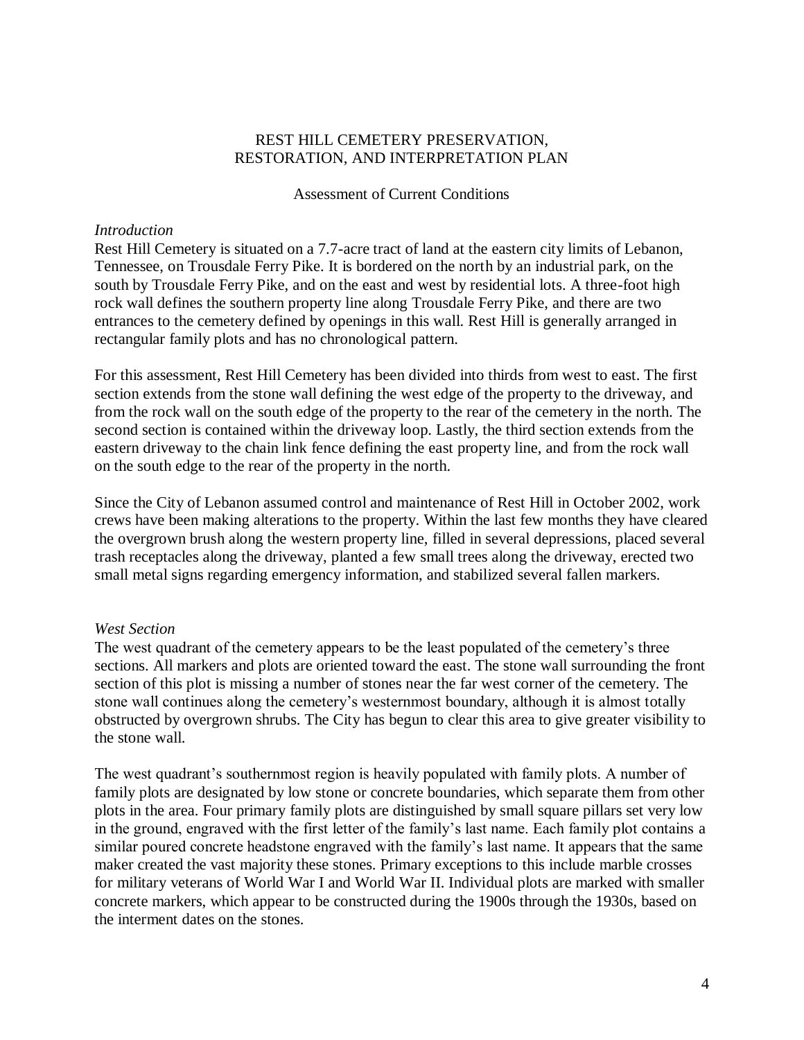# REST HILL CEMETERY PRESERVATION, RESTORATION, AND INTERPRETATION PLAN

## Assessment of Current Conditions

### *Introduction*

Rest Hill Cemetery is situated on a 7.7-acre tract of land at the eastern city limits of Lebanon, Tennessee, on Trousdale Ferry Pike. It is bordered on the north by an industrial park, on the south by Trousdale Ferry Pike, and on the east and west by residential lots. A three-foot high rock wall defines the southern property line along Trousdale Ferry Pike, and there are two entrances to the cemetery defined by openings in this wall. Rest Hill is generally arranged in rectangular family plots and has no chronological pattern.

For this assessment, Rest Hill Cemetery has been divided into thirds from west to east. The first section extends from the stone wall defining the west edge of the property to the driveway, and from the rock wall on the south edge of the property to the rear of the cemetery in the north. The second section is contained within the driveway loop. Lastly, the third section extends from the eastern driveway to the chain link fence defining the east property line, and from the rock wall on the south edge to the rear of the property in the north.

Since the City of Lebanon assumed control and maintenance of Rest Hill in October 2002, work crews have been making alterations to the property. Within the last few months they have cleared the overgrown brush along the western property line, filled in several depressions, placed several trash receptacles along the driveway, planted a few small trees along the driveway, erected two small metal signs regarding emergency information, and stabilized several fallen markers.

### *West Section*

The west quadrant of the cemetery appears to be the least populated of the cemetery's three sections. All markers and plots are oriented toward the east. The stone wall surrounding the front section of this plot is missing a number of stones near the far west corner of the cemetery. The stone wall continues along the cemetery's westernmost boundary, although it is almost totally obstructed by overgrown shrubs. The City has begun to clear this area to give greater visibility to the stone wall.

The west quadrant's southernmost region is heavily populated with family plots. A number of family plots are designated by low stone or concrete boundaries, which separate them from other plots in the area. Four primary family plots are distinguished by small square pillars set very low in the ground, engraved with the first letter of the family's last name. Each family plot contains a similar poured concrete headstone engraved with the family's last name. It appears that the same maker created the vast majority these stones. Primary exceptions to this include marble crosses for military veterans of World War I and World War II. Individual plots are marked with smaller concrete markers, which appear to be constructed during the 1900s through the 1930s, based on the interment dates on the stones.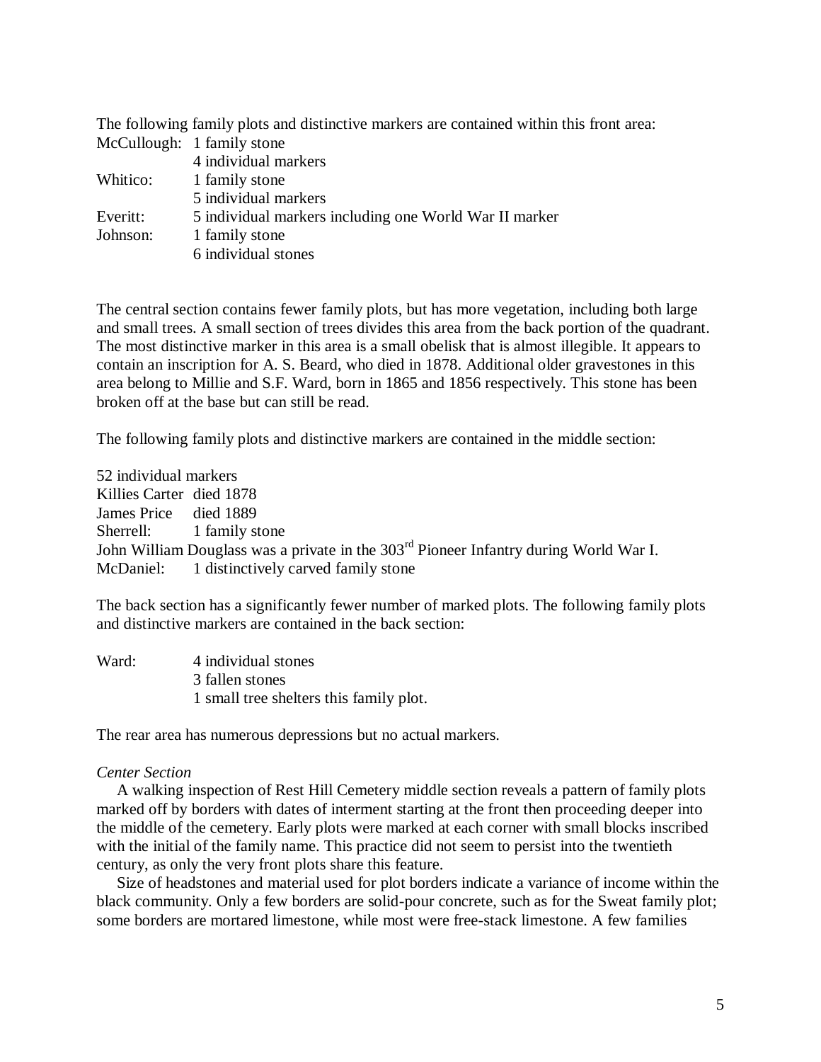The following family plots and distinctive markers are contained within this front area:

McCullough: 1 family stone
4 individual markers

Whitico: 1 family stone
5 individual markers

Everitt: 5 individual markers including one World War II marker

Johnson: 1 family stone
6 individual stones

The central section contains fewer family plots, but has more vegetation, including both large and small trees. A small section of trees divides this area from the back portion of the quadrant. The most distinctive marker in this area is a small obelisk that is almost illegible. It appears to contain an inscription for A. S. Beard, who died in 1878. Additional older gravestones in this area belong to Millie and S.F. Ward, born in 1865 and 1856 respectively. This stone has been broken off at the base but can still be read.

The following family plots and distinctive markers are contained in the middle section:

52 individual markers
Killies Carter died 1878
James Price died 1889
Sherrell: 1 family stone
John William Douglass was a private in the 303rd Pioneer Infantry during World War I.
McDaniel: 1 distinctively carved family stone

The back section has a significantly fewer number of marked plots. The following family plots and distinctive markers are contained in the back section:

Ward: 4 individual stones
3 fallen stones
1 small tree shelters this family plot.

The rear area has numerous depressions but no actual markers.

*Center Section*

A walking inspection of Rest Hill Cemetery middle section reveals a pattern of family plots marked off by borders with dates of interment starting at the front then proceeding deeper into the middle of the cemetery. Early plots were marked at each corner with small blocks inscribed with the initial of the family name. This practice did not seem to persist into the twentieth century, as only the very front plots share this feature.

Size of headstones and material used for plot borders indicate a variance of income within the black community. Only a few borders are solid-pour concrete, such as for the Sweat family plot; some borders are mortared limestone, while most were free-stack limestone. A few families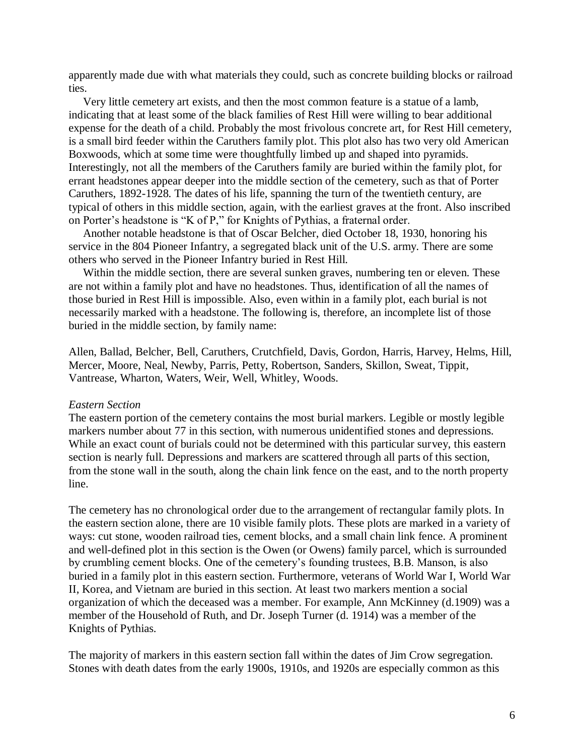apparently made due with what materials they could, such as concrete building blocks or railroad ties.

Very little cemetery art exists, and then the most common feature is a statue of a lamb, indicating that at least some of the black families of Rest Hill were willing to bear additional expense for the death of a child. Probably the most frivolous concrete art, for Rest Hill cemetery, is a small bird feeder within the Caruthers family plot. This plot also has two very old American Boxwoods, which at some time were thoughtfully limbed up and shaped into pyramids. Interestingly, not all the members of the Caruthers family are buried within the family plot, for errant headstones appear deeper into the middle section of the cemetery, such as that of Porter Caruthers, 1892-1928. The dates of his life, spanning the turn of the twentieth century, are typical of others in this middle section, again, with the earliest graves at the front. Also inscribed on Porter's headstone is "K of P," for Knights of Pythias, a fraternal order.

Another notable headstone is that of Oscar Belcher, died October 18, 1930, honoring his service in the 804 Pioneer Infantry, a segregated black unit of the U.S. army. There are some others who served in the Pioneer Infantry buried in Rest Hill.

Within the middle section, there are several sunken graves, numbering ten or eleven. These are not within a family plot and have no headstones. Thus, identification of all the names of those buried in Rest Hill is impossible. Also, even within in a family plot, each burial is not necessarily marked with a headstone. The following is, therefore, an incomplete list of those buried in the middle section, by family name:

Allen, Ballad, Belcher, Bell, Caruthers, Crutchfield, Davis, Gordon, Harris, Harvey, Helms, Hill, Mercer, Moore, Neal, Newby, Parris, Petty, Robertson, Sanders, Skillon, Sweat, Tippit, Vantrease, Wharton, Waters, Weir, Well, Whitley, Woods.

*Eastern Section*

The eastern portion of the cemetery contains the most burial markers. Legible or mostly legible markers number about 77 in this section, with numerous unidentified stones and depressions. While an exact count of burials could not be determined with this particular survey, this eastern section is nearly full. Depressions and markers are scattered through all parts of this section, from the stone wall in the south, along the chain link fence on the east, and to the north property line.

The cemetery has no chronological order due to the arrangement of rectangular family plots. In the eastern section alone, there are 10 visible family plots. These plots are marked in a variety of ways: cut stone, wooden railroad ties, cement blocks, and a small chain link fence. A prominent and well-defined plot in this section is the Owen (or Owens) family parcel, which is surrounded by crumbling cement blocks. One of the cemetery's founding trustees, B.B. Manson, is also buried in a family plot in this eastern section. Furthermore, veterans of World War I, World War II, Korea, and Vietnam are buried in this section. At least two markers mention a social organization of which the deceased was a member. For example, Ann McKinney (d.1909) was a member of the Household of Ruth, and Dr. Joseph Turner (d. 1914) was a member of the Knights of Pythias.

The majority of markers in this eastern section fall within the dates of Jim Crow segregation. Stones with death dates from the early 1900s, 1910s, and 1920s are especially common as this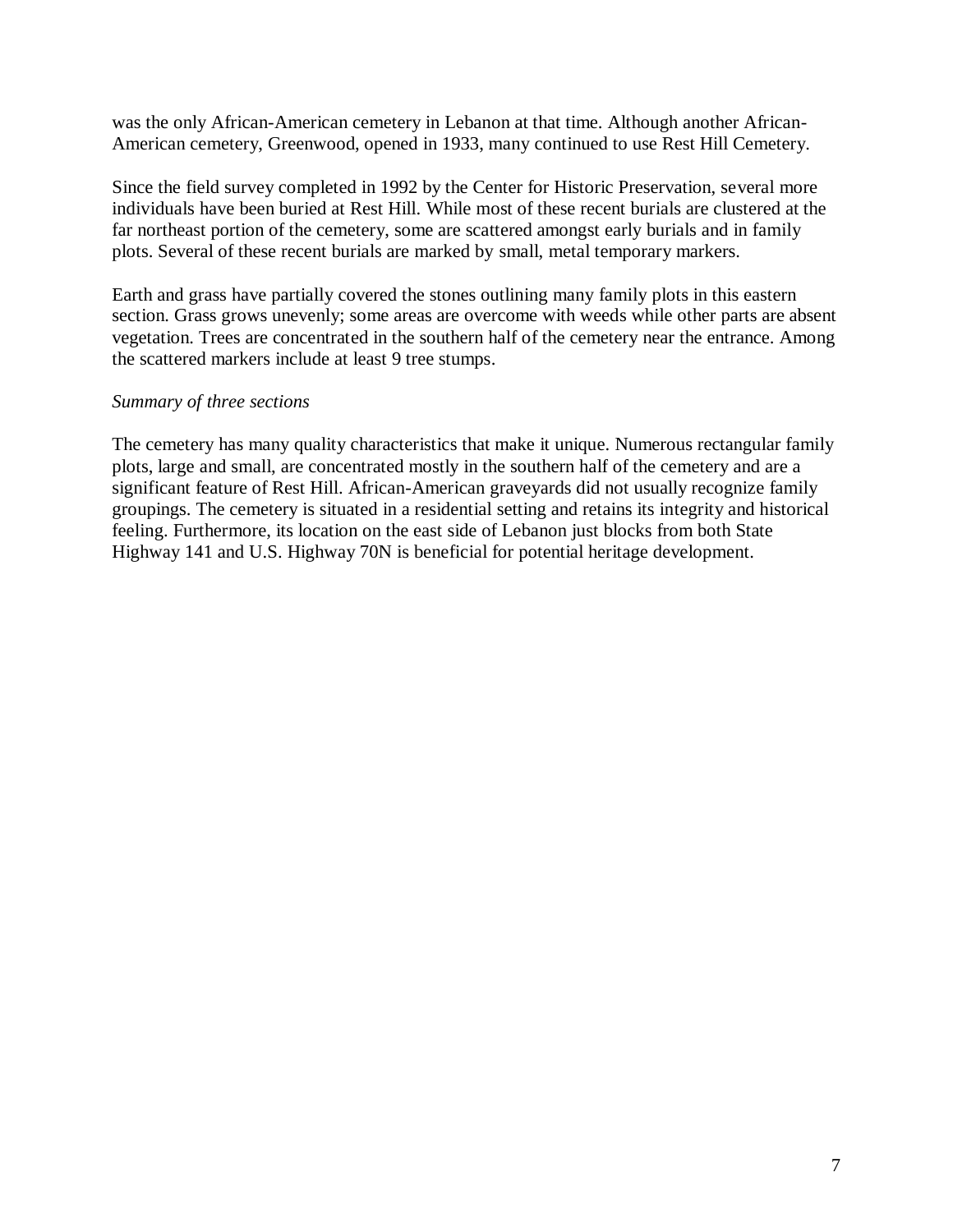was the only African-American cemetery in Lebanon at that time. Although another African-American cemetery, Greenwood, opened in 1933, many continued to use Rest Hill Cemetery.

Since the field survey completed in 1992 by the Center for Historic Preservation, several more individuals have been buried at Rest Hill. While most of these recent burials are clustered at the far northeast portion of the cemetery, some are scattered amongst early burials and in family plots. Several of these recent burials are marked by small, metal temporary markers.

Earth and grass have partially covered the stones outlining many family plots in this eastern section. Grass grows unevenly; some areas are overcome with weeds while other parts are absent vegetation. Trees are concentrated in the southern half of the cemetery near the entrance. Among the scattered markers include at least 9 tree stumps.

*Summary of three sections*

The cemetery has many quality characteristics that make it unique. Numerous rectangular family plots, large and small, are concentrated mostly in the southern half of the cemetery and are a significant feature of Rest Hill. African-American graveyards did not usually recognize family groupings. The cemetery is situated in a residential setting and retains its integrity and historical feeling. Furthermore, its location on the east side of Lebanon just blocks from both State Highway 141 and U.S. Highway 70N is beneficial for potential heritage development.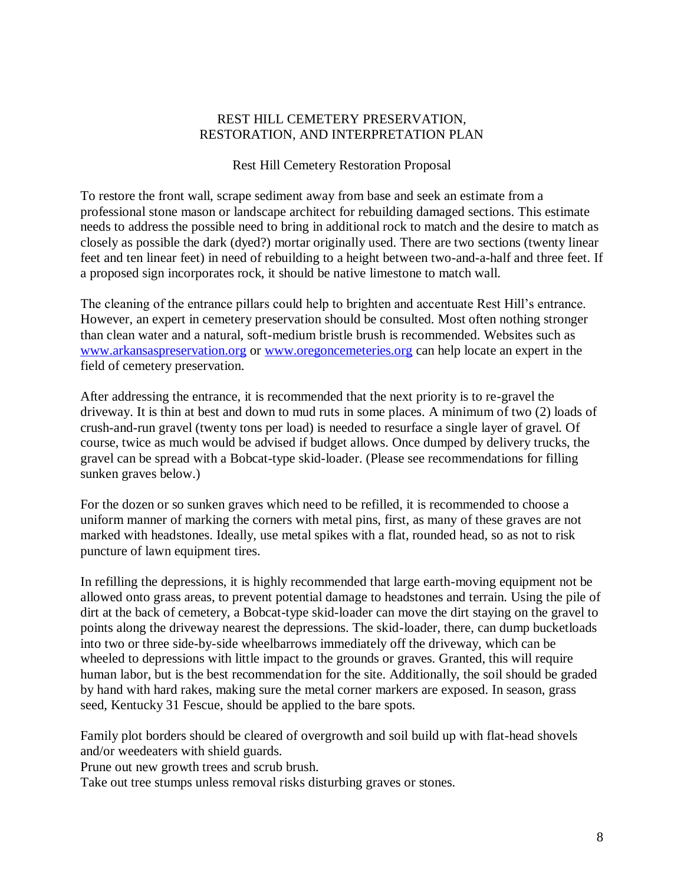# REST HILL CEMETERY PRESERVATION, RESTORATION, AND INTERPRETATION PLAN

## Rest Hill Cemetery Restoration Proposal

To restore the front wall, scrape sediment away from base and seek an estimate from a professional stone mason or landscape architect for rebuilding damaged sections. This estimate needs to address the possible need to bring in additional rock to match and the desire to match as closely as possible the dark (dyed?) mortar originally used. There are two sections (twenty linear feet and ten linear feet) in need of rebuilding to a height between two-and-a-half and three feet. If a proposed sign incorporates rock, it should be native limestone to match wall.

The cleaning of the entrance pillars could help to brighten and accentuate Rest Hill's entrance. However, an expert in cemetery preservation should be consulted. Most often nothing stronger than clean water and a natural, soft-medium bristle brush is recommended. Websites such as www.arkansaspreservation.org or www.oregoncemeteries.org can help locate an expert in the field of cemetery preservation.

After addressing the entrance, it is recommended that the next priority is to re-gravel the driveway. It is thin at best and down to mud ruts in some places. A minimum of two (2) loads of crush-and-run gravel (twenty tons per load) is needed to resurface a single layer of gravel. Of course, twice as much would be advised if budget allows. Once dumped by delivery trucks, the gravel can be spread with a Bobcat-type skid-loader. (Please see recommendations for filling sunken graves below.)

For the dozen or so sunken graves which need to be refilled, it is recommended to choose a uniform manner of marking the corners with metal pins, first, as many of these graves are not marked with headstones. Ideally, use metal spikes with a flat, rounded head, so as not to risk puncture of lawn equipment tires.

In refilling the depressions, it is highly recommended that large earth-moving equipment not be allowed onto grass areas, to prevent potential damage to headstones and terrain. Using the pile of dirt at the back of cemetery, a Bobcat-type skid-loader can move the dirt staying on the gravel to points along the driveway nearest the depressions. The skid-loader, there, can dump bucketloads into two or three side-by-side wheelbarrows immediately off the driveway, which can be wheeled to depressions with little impact to the grounds or graves. Granted, this will require human labor, but is the best recommendation for the site. Additionally, the soil should be graded by hand with hard rakes, making sure the metal corner markers are exposed. In season, grass seed, Kentucky 31 Fescue, should be applied to the bare spots.

Family plot borders should be cleared of overgrowth and soil build up with flat-head shovels and/or weedeaters with shield guards.

Prune out new growth trees and scrub brush.

Take out tree stumps unless removal risks disturbing graves or stones.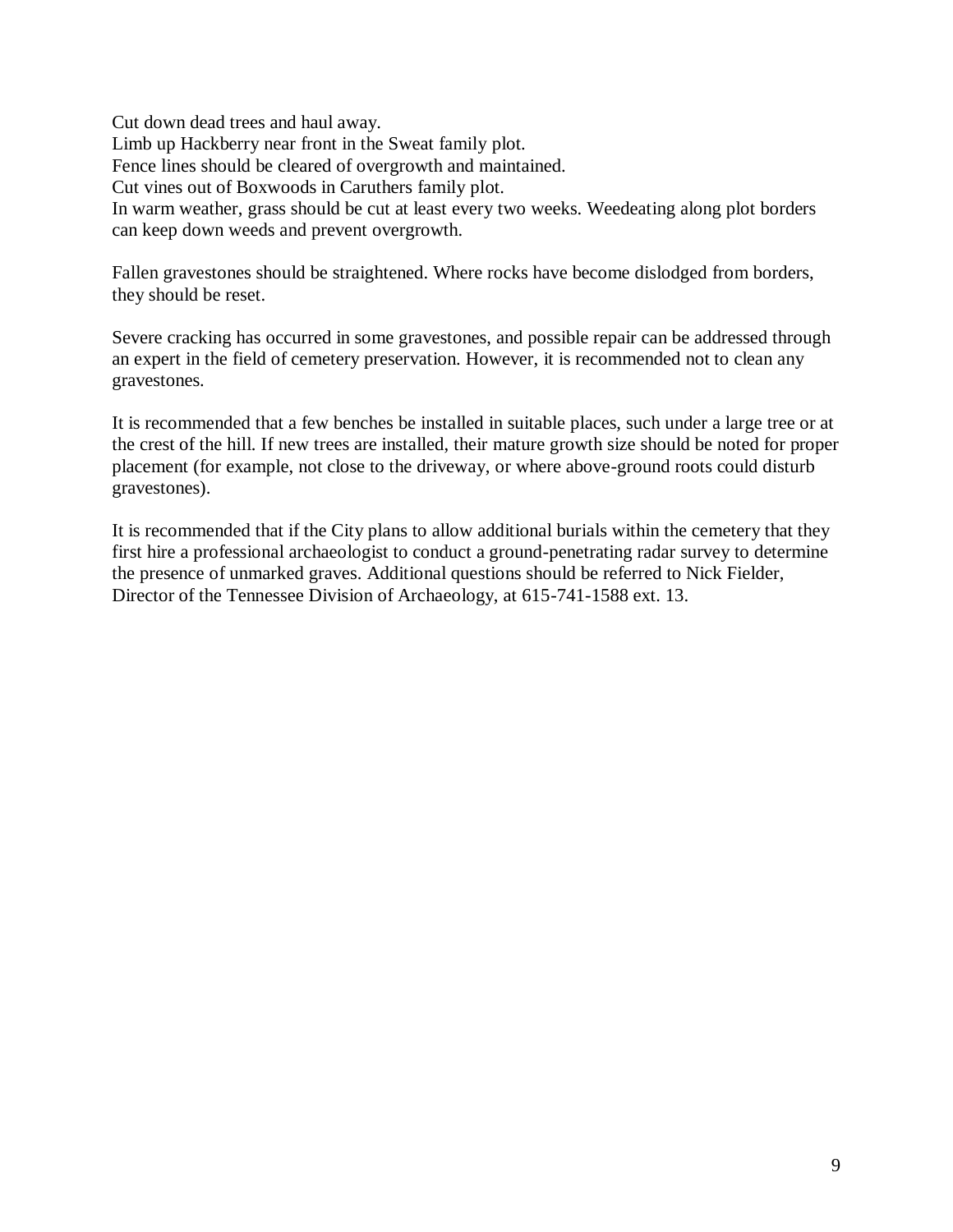Cut down dead trees and haul away.
Limb up Hackberry near front in the Sweat family plot.
Fence lines should be cleared of overgrowth and maintained.
Cut vines out of Boxwoods in Caruthers family plot.
In warm weather, grass should be cut at least every two weeks. Weedeating along plot borders can keep down weeds and prevent overgrowth.

Fallen gravestones should be straightened. Where rocks have become dislodged from borders, they should be reset.

Severe cracking has occurred in some gravestones, and possible repair can be addressed through an expert in the field of cemetery preservation. However, it is recommended not to clean any gravestones.

It is recommended that a few benches be installed in suitable places, such under a large tree or at the crest of the hill. If new trees are installed, their mature growth size should be noted for proper placement (for example, not close to the driveway, or where above-ground roots could disturb gravestones).

It is recommended that if the City plans to allow additional burials within the cemetery that they first hire a professional archaeologist to conduct a ground-penetrating radar survey to determine the presence of unmarked graves. Additional questions should be referred to Nick Fielder, Director of the Tennessee Division of Archaeology, at 615-741-1588 ext. 13.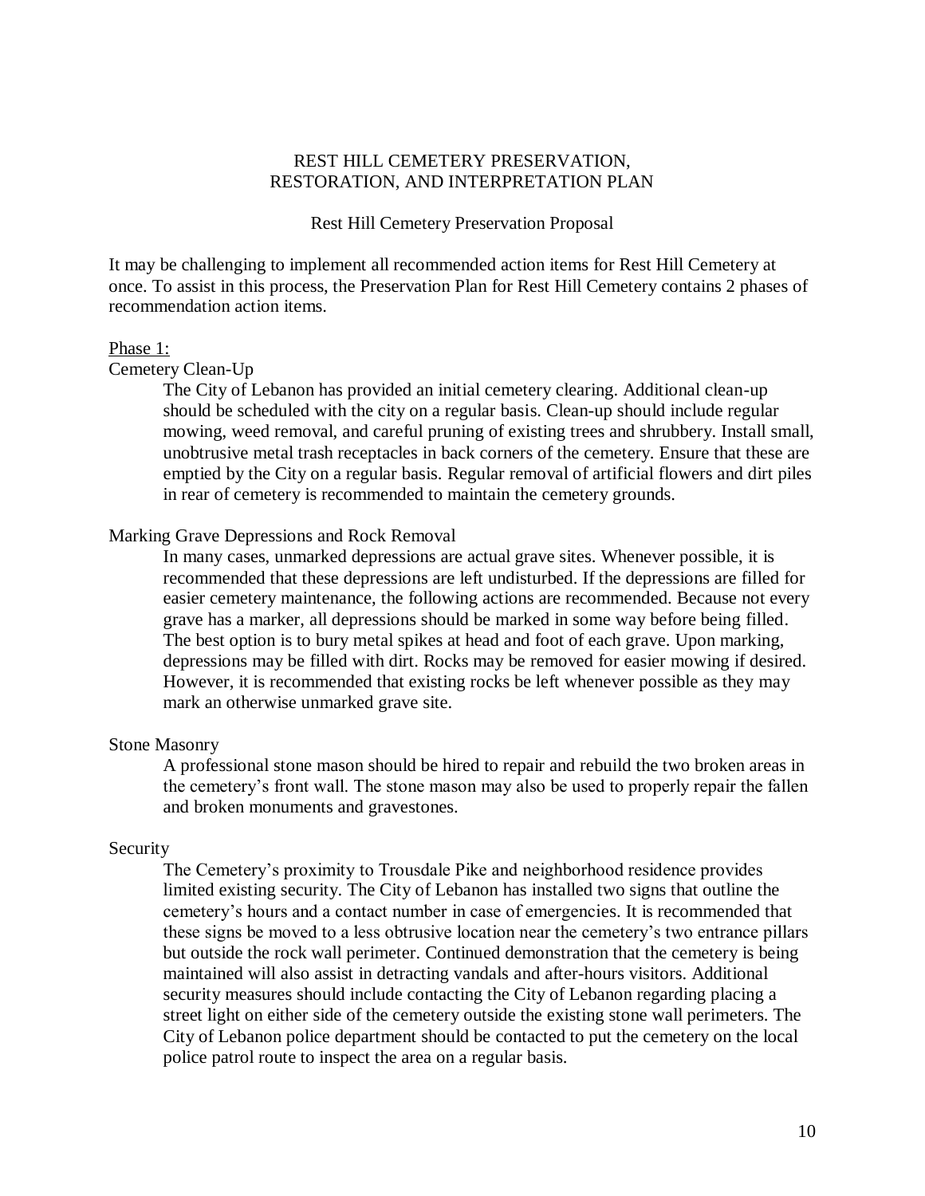# REST HILL CEMETERY PRESERVATION, RESTORATION, AND INTERPRETATION PLAN

## Rest Hill Cemetery Preservation Proposal

It may be challenging to implement all recommended action items for Rest Hill Cemetery at once. To assist in this process, the Preservation Plan for Rest Hill Cemetery contains 2 phases of recommendation action items.

### Phase 1:

#### Cemetery Clean-Up

The City of Lebanon has provided an initial cemetery clearing. Additional clean-up should be scheduled with the city on a regular basis. Clean-up should include regular mowing, weed removal, and careful pruning of existing trees and shrubbery. Install small, unobtrusive metal trash receptacles in back corners of the cemetery. Ensure that these are emptied by the City on a regular basis. Regular removal of artificial flowers and dirt piles in rear of cemetery is recommended to maintain the cemetery grounds.

#### Marking Grave Depressions and Rock Removal

In many cases, unmarked depressions are actual grave sites. Whenever possible, it is recommended that these depressions are left undisturbed. If the depressions are filled for easier cemetery maintenance, the following actions are recommended. Because not every grave has a marker, all depressions should be marked in some way before being filled. The best option is to bury metal spikes at head and foot of each grave. Upon marking, depressions may be filled with dirt. Rocks may be removed for easier mowing if desired. However, it is recommended that existing rocks be left whenever possible as they may mark an otherwise unmarked grave site.

#### Stone Masonry

A professional stone mason should be hired to repair and rebuild the two broken areas in the cemetery's front wall. The stone mason may also be used to properly repair the fallen and broken monuments and gravestones.

#### Security

The Cemetery's proximity to Trousdale Pike and neighborhood residence provides limited existing security. The City of Lebanon has installed two signs that outline the cemetery's hours and a contact number in case of emergencies. It is recommended that these signs be moved to a less obtrusive location near the cemetery's two entrance pillars but outside the rock wall perimeter. Continued demonstration that the cemetery is being maintained will also assist in detracting vandals and after-hours visitors. Additional security measures should include contacting the City of Lebanon regarding placing a street light on either side of the cemetery outside the existing stone wall perimeters. The City of Lebanon police department should be contacted to put the cemetery on the local police patrol route to inspect the area on a regular basis.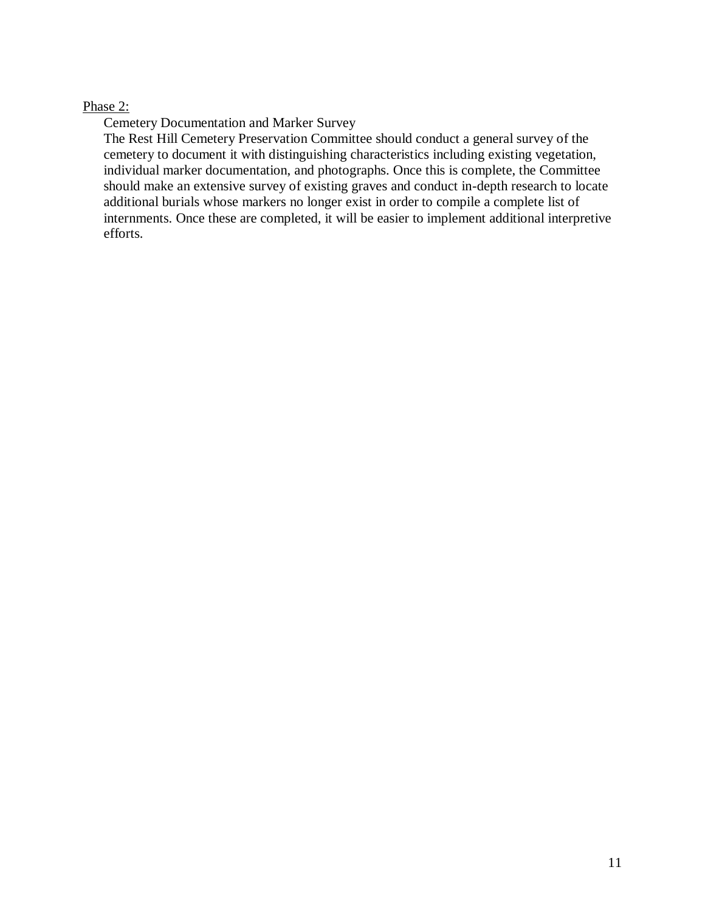<u>Phase 2:</u>

Cemetery Documentation and Marker Survey

The Rest Hill Cemetery Preservation Committee should conduct a general survey of the cemetery to document it with distinguishing characteristics including existing vegetation, individual marker documentation, and photographs. Once this is complete, the Committee should make an extensive survey of existing graves and conduct in-depth research to locate additional burials whose markers no longer exist in order to compile a complete list of internments. Once these are completed, it will be easier to implement additional interpretive efforts.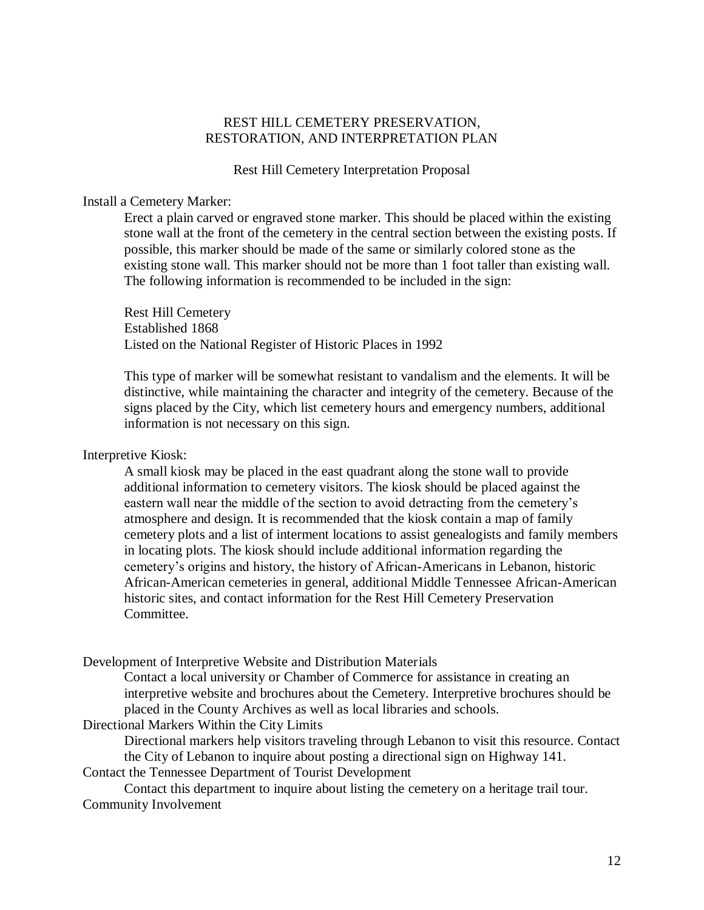# REST HILL CEMETERY PRESERVATION, RESTORATION, AND INTERPRETATION PLAN

## Rest Hill Cemetery Interpretation Proposal

### Install a Cemetery Marker:

Erect a plain carved or engraved stone marker. This should be placed within the existing stone wall at the front of the cemetery in the central section between the existing posts. If possible, this marker should be made of the same or similarly colored stone as the existing stone wall. This marker should not be more than 1 foot taller than existing wall. The following information is recommended to be included in the sign:

Rest Hill Cemetery
Established 1868
Listed on the National Register of Historic Places in 1992

This type of marker will be somewhat resistant to vandalism and the elements. It will be distinctive, while maintaining the character and integrity of the cemetery. Because of the signs placed by the City, which list cemetery hours and emergency numbers, additional information is not necessary on this sign.

### Interpretive Kiosk:

A small kiosk may be placed in the east quadrant along the stone wall to provide additional information to cemetery visitors. The kiosk should be placed against the eastern wall near the middle of the section to avoid detracting from the cemetery's atmosphere and design. It is recommended that the kiosk contain a map of family cemetery plots and a list of interment locations to assist genealogists and family members in locating plots. The kiosk should include additional information regarding the cemetery's origins and history, the history of African-Americans in Lebanon, historic African-American cemeteries in general, additional Middle Tennessee African-American historic sites, and contact information for the Rest Hill Cemetery Preservation Committee.

### Development of Interpretive Website and Distribution Materials

Contact a local university or Chamber of Commerce for assistance in creating an interpretive website and brochures about the Cemetery. Interpretive brochures should be placed in the County Archives as well as local libraries and schools.

### Directional Markers Within the City Limits

Directional markers help visitors traveling through Lebanon to visit this resource. Contact the City of Lebanon to inquire about posting a directional sign on Highway 141.

### Contact the Tennessee Department of Tourist Development

Contact this department to inquire about listing the cemetery on a heritage trail tour.

### Community Involvement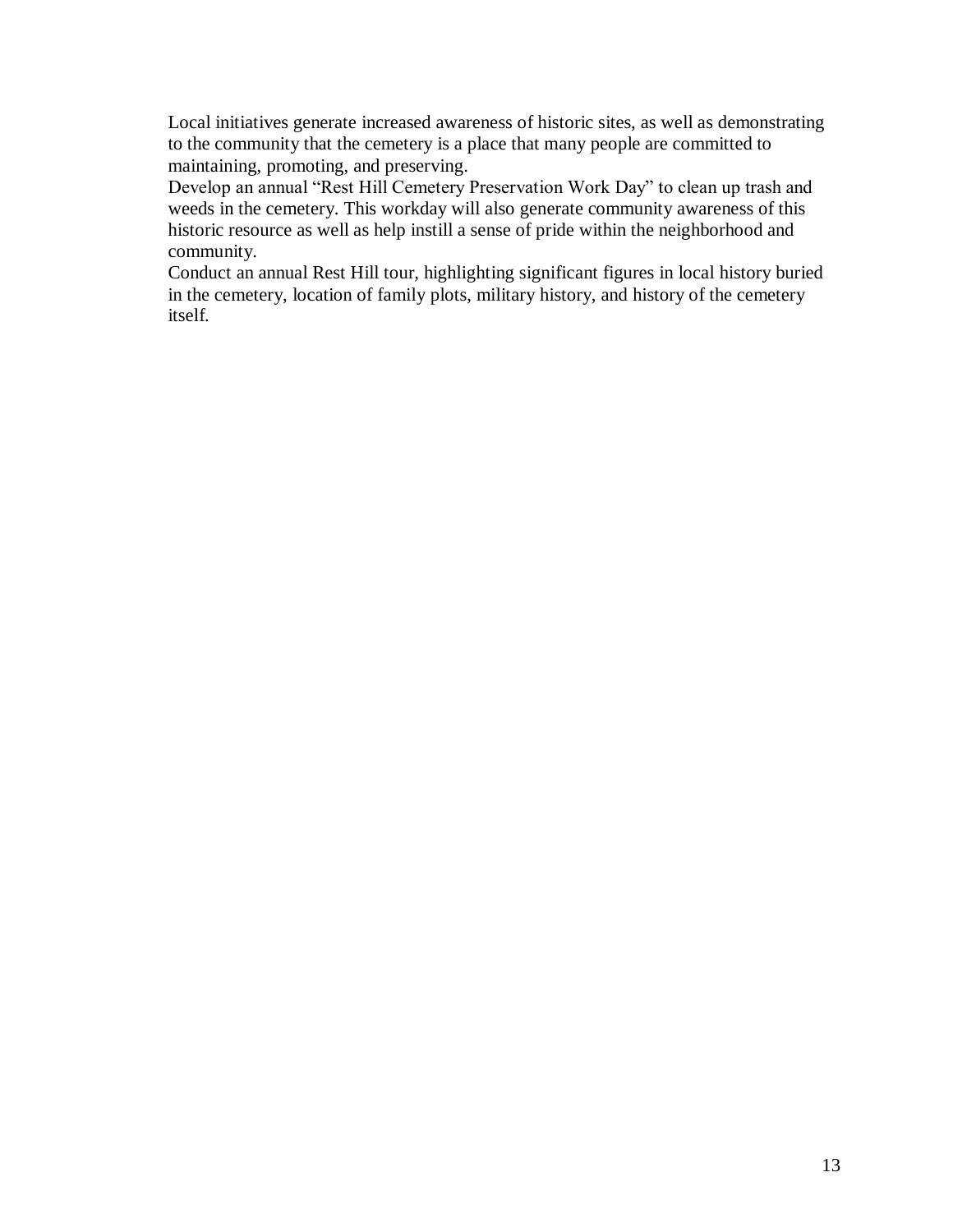Local initiatives generate increased awareness of historic sites, as well as demonstrating to the community that the cemetery is a place that many people are committed to maintaining, promoting, and preserving.

Develop an annual "Rest Hill Cemetery Preservation Work Day" to clean up trash and weeds in the cemetery. This workday will also generate community awareness of this historic resource as well as help instill a sense of pride within the neighborhood and community.

Conduct an annual Rest Hill tour, highlighting significant figures in local history buried in the cemetery, location of family plots, military history, and history of the cemetery itself.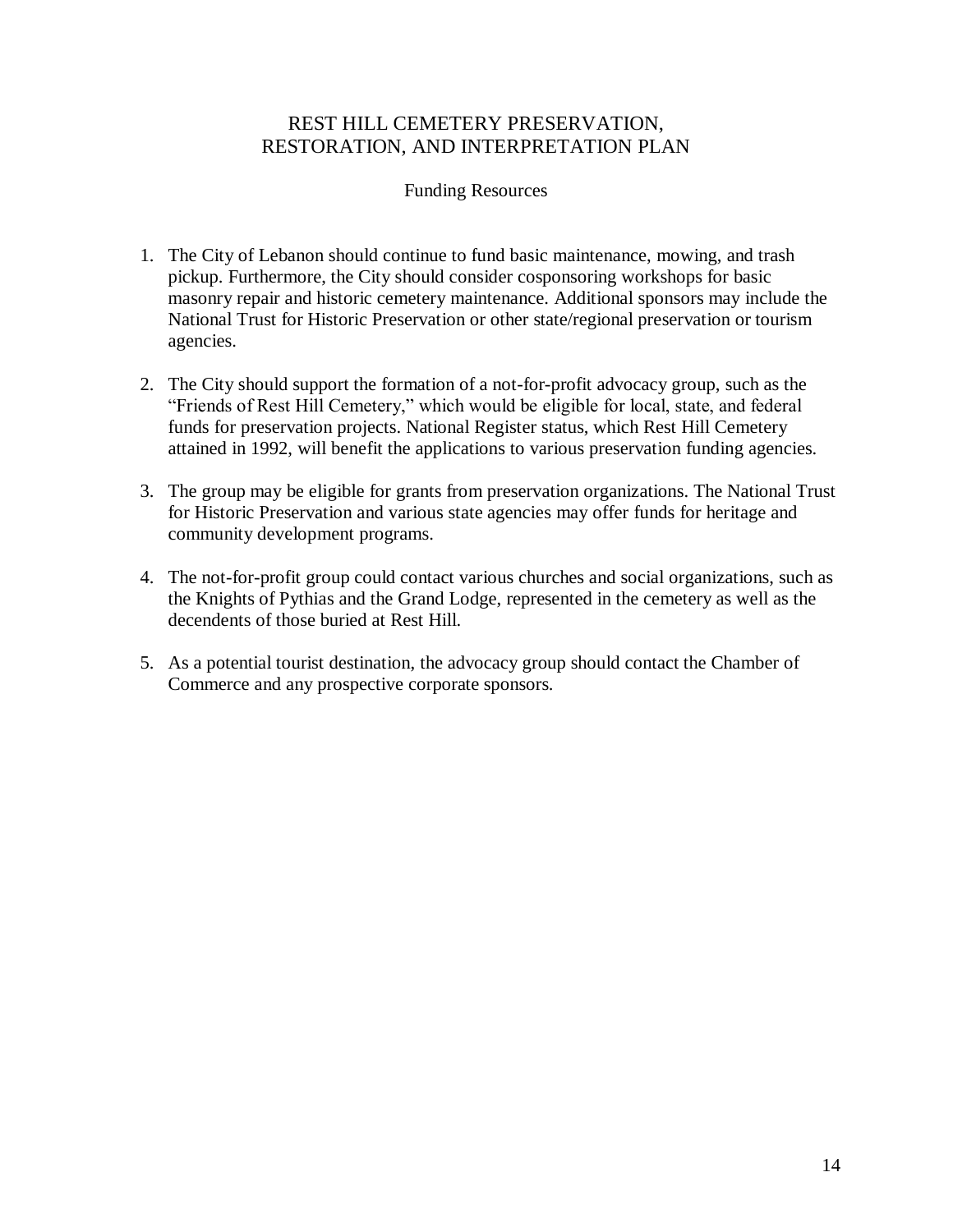# REST HILL CEMETERY PRESERVATION, RESTORATION, AND INTERPRETATION PLAN

## Funding Resources

1. The City of Lebanon should continue to fund basic maintenance, mowing, and trash pickup. Furthermore, the City should consider cosponsoring workshops for basic masonry repair and historic cemetery maintenance. Additional sponsors may include the National Trust for Historic Preservation or other state/regional preservation or tourism agencies.

2. The City should support the formation of a not-for-profit advocacy group, such as the "Friends of Rest Hill Cemetery," which would be eligible for local, state, and federal funds for preservation projects. National Register status, which Rest Hill Cemetery attained in 1992, will benefit the applications to various preservation funding agencies.

3. The group may be eligible for grants from preservation organizations. The National Trust for Historic Preservation and various state agencies may offer funds for heritage and community development programs.

4. The not-for-profit group could contact various churches and social organizations, such as the Knights of Pythias and the Grand Lodge, represented in the cemetery as well as the decendents of those buried at Rest Hill.

5. As a potential tourist destination, the advocacy group should contact the Chamber of Commerce and any prospective corporate sponsors.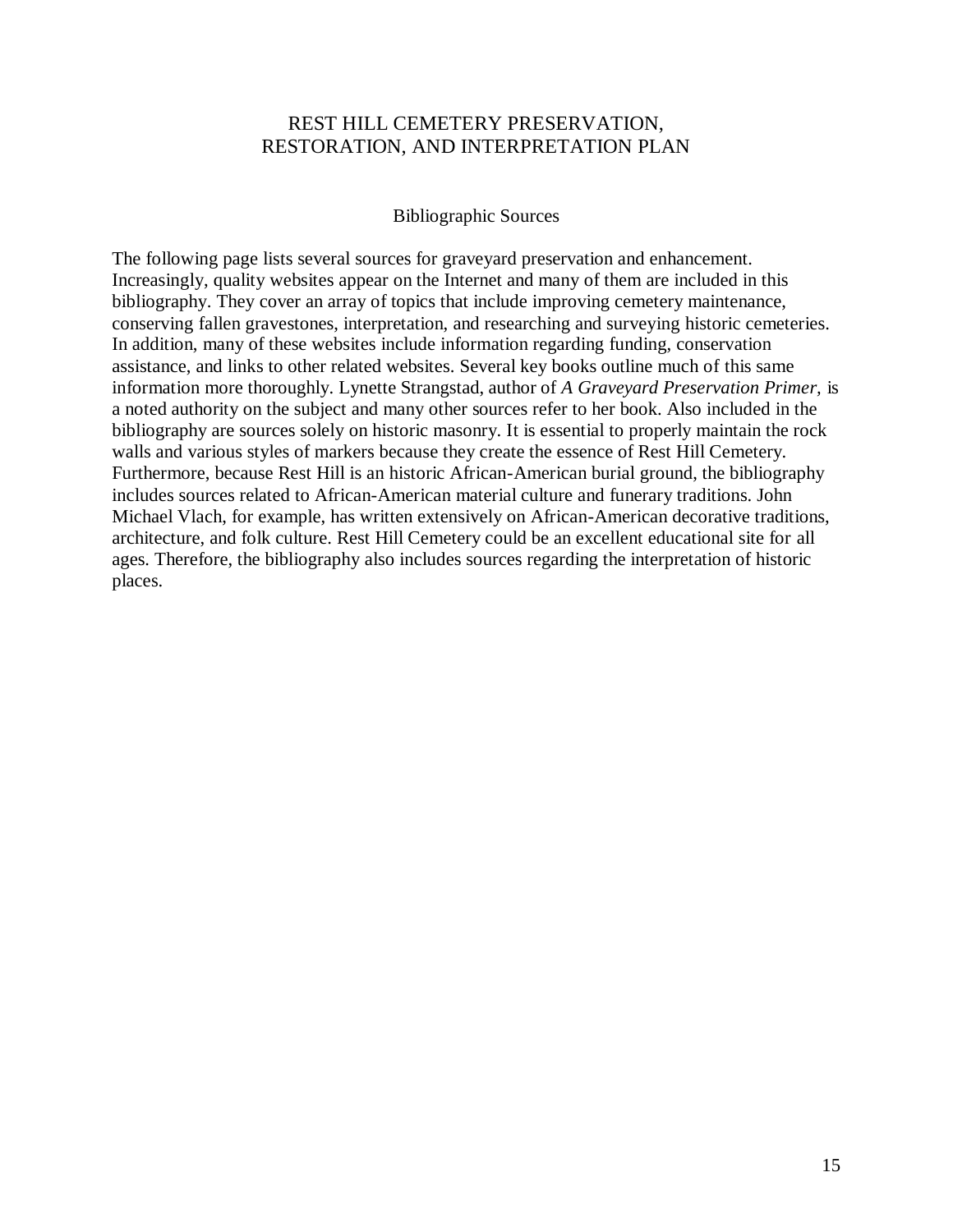# REST HILL CEMETERY PRESERVATION, RESTORATION, AND INTERPRETATION PLAN

## Bibliographic Sources

The following page lists several sources for graveyard preservation and enhancement. Increasingly, quality websites appear on the Internet and many of them are included in this bibliography. They cover an array of topics that include improving cemetery maintenance, conserving fallen gravestones, interpretation, and researching and surveying historic cemeteries. In addition, many of these websites include information regarding funding, conservation assistance, and links to other related websites. Several key books outline much of this same information more thoroughly. Lynette Strangstad, author of *A Graveyard Preservation Primer,* is a noted authority on the subject and many other sources refer to her book. Also included in the bibliography are sources solely on historic masonry. It is essential to properly maintain the rock walls and various styles of markers because they create the essence of Rest Hill Cemetery. Furthermore, because Rest Hill is an historic African-American burial ground, the bibliography includes sources related to African-American material culture and funerary traditions. John Michael Vlach, for example, has written extensively on African-American decorative traditions, architecture, and folk culture. Rest Hill Cemetery could be an excellent educational site for all ages. Therefore, the bibliography also includes sources regarding the interpretation of historic places.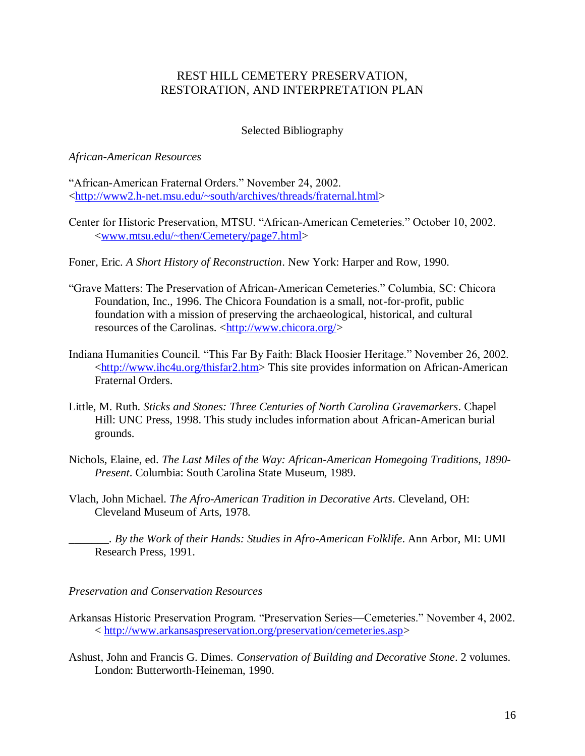# REST HILL CEMETERY PRESERVATION, RESTORATION, AND INTERPRETATION PLAN

## Selected Bibliography

### *African-American Resources*

"African-American Fraternal Orders." November 24, 2002. <http://www2.h-net.msu.edu/~south/archives/threads/fraternal.html>

Center for Historic Preservation, MTSU. "African-American Cemeteries." October 10, 2002. <www.mtsu.edu/~then/Cemetery/page7.html>

Foner, Eric. *A Short History of Reconstruction*. New York: Harper and Row, 1990.

"Grave Matters: The Preservation of African-American Cemeteries." Columbia, SC: Chicora Foundation, Inc., 1996. The Chicora Foundation is a small, not-for-profit, public foundation with a mission of preserving the archaeological, historical, and cultural resources of the Carolinas. <http://www.chicora.org/>

Indiana Humanities Council. "This Far By Faith: Black Hoosier Heritage." November 26, 2002. <http://www.ihc4u.org/thisfar2.htm> This site provides information on African-American Fraternal Orders.

Little, M. Ruth. *Sticks and Stones: Three Centuries of North Carolina Gravemarkers*. Chapel Hill: UNC Press, 1998. This study includes information about African-American burial grounds.

Nichols, Elaine, ed. *The Last Miles of the Way: African-American Homegoing Traditions, 1890-Present*. Columbia: South Carolina State Museum, 1989.

Vlach, John Michael. *The Afro-American Tradition in Decorative Arts*. Cleveland, OH: Cleveland Museum of Arts, 1978.

_______. *By the Work of their Hands: Studies in Afro-American Folklife*. Ann Arbor, MI: UMI Research Press, 1991.

### *Preservation and Conservation Resources*

Arkansas Historic Preservation Program. "Preservation Series—Cemeteries." November 4, 2002. < http://www.arkansaspreservation.org/preservation/cemeteries.asp>

Ashust, John and Francis G. Dimes. *Conservation of Building and Decorative Stone*. 2 volumes. London: Butterworth-Heineman, 1990.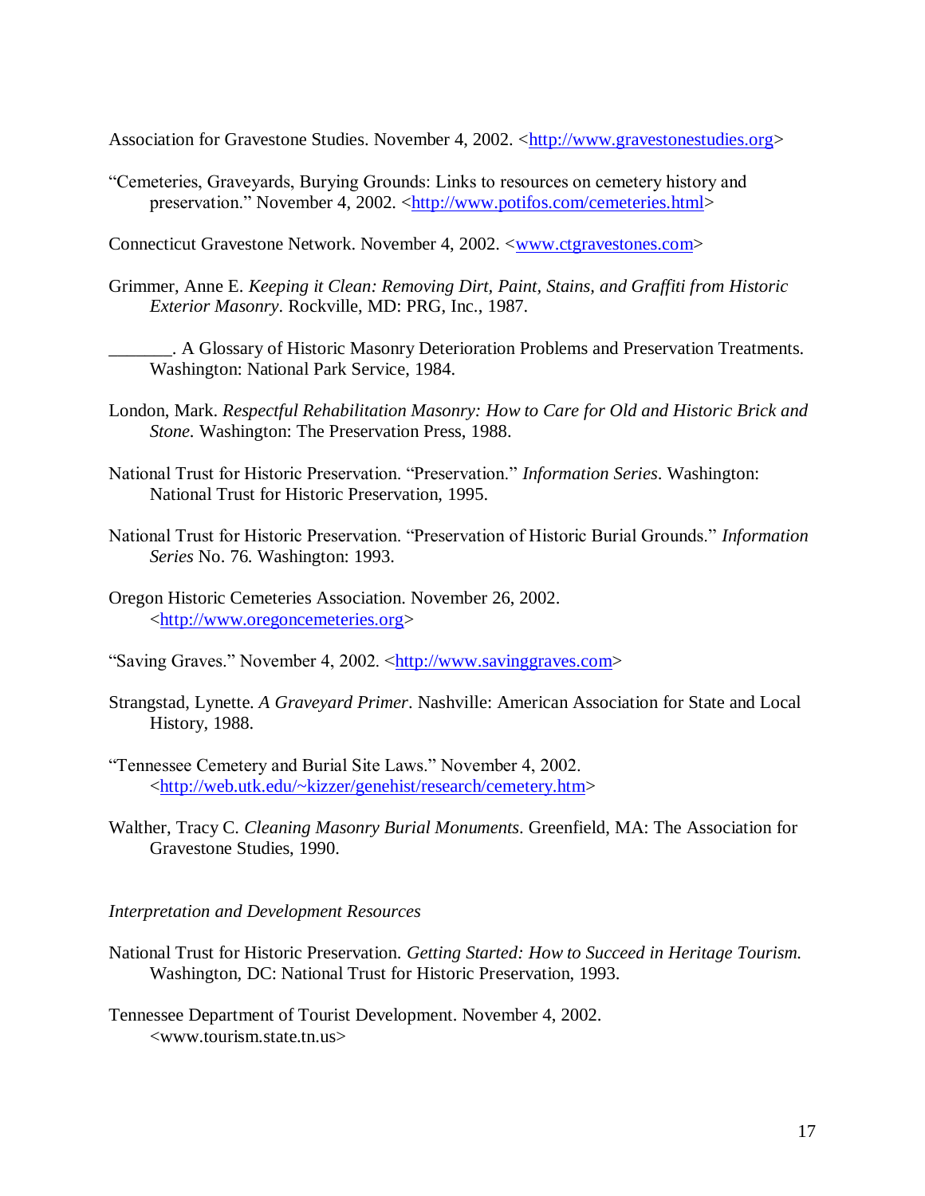Association for Gravestone Studies. November 4, 2002. <http://www.gravestonestudies.org>

"Cemeteries, Graveyards, Burying Grounds: Links to resources on cemetery history and preservation." November 4, 2002. <http://www.potifos.com/cemeteries.html>

Connecticut Gravestone Network. November 4, 2002. <www.ctgravestones.com>

Grimmer, Anne E. *Keeping it Clean: Removing Dirt, Paint, Stains, and Graffiti from Historic Exterior Masonry*. Rockville, MD: PRG, Inc., 1987.

_______. A Glossary of Historic Masonry Deterioration Problems and Preservation Treatments. Washington: National Park Service, 1984.

London, Mark. *Respectful Rehabilitation Masonry: How to Care for Old and Historic Brick and Stone.* Washington: The Preservation Press, 1988.

National Trust for Historic Preservation. "Preservation." *Information Series*. Washington: National Trust for Historic Preservation, 1995.

National Trust for Historic Preservation. "Preservation of Historic Burial Grounds." *Information Series* No. 76. Washington: 1993.

Oregon Historic Cemeteries Association. November 26, 2002. <http://www.oregoncemeteries.org>

"Saving Graves." November 4, 2002. <http://www.savinggraves.com>

Strangstad, Lynette. *A Graveyard Primer*. Nashville: American Association for State and Local History, 1988.

"Tennessee Cemetery and Burial Site Laws." November 4, 2002. <http://web.utk.edu/~kizzer/genehist/research/cemetery.htm>

Walther, Tracy C. *Cleaning Masonry Burial Monuments*. Greenfield, MA: The Association for Gravestone Studies, 1990.

*Interpretation and Development Resources*

National Trust for Historic Preservation. *Getting Started: How to Succeed in Heritage Tourism.* Washington, DC: National Trust for Historic Preservation, 1993.

Tennessee Department of Tourist Development. November 4, 2002. <www.tourism.state.tn.us>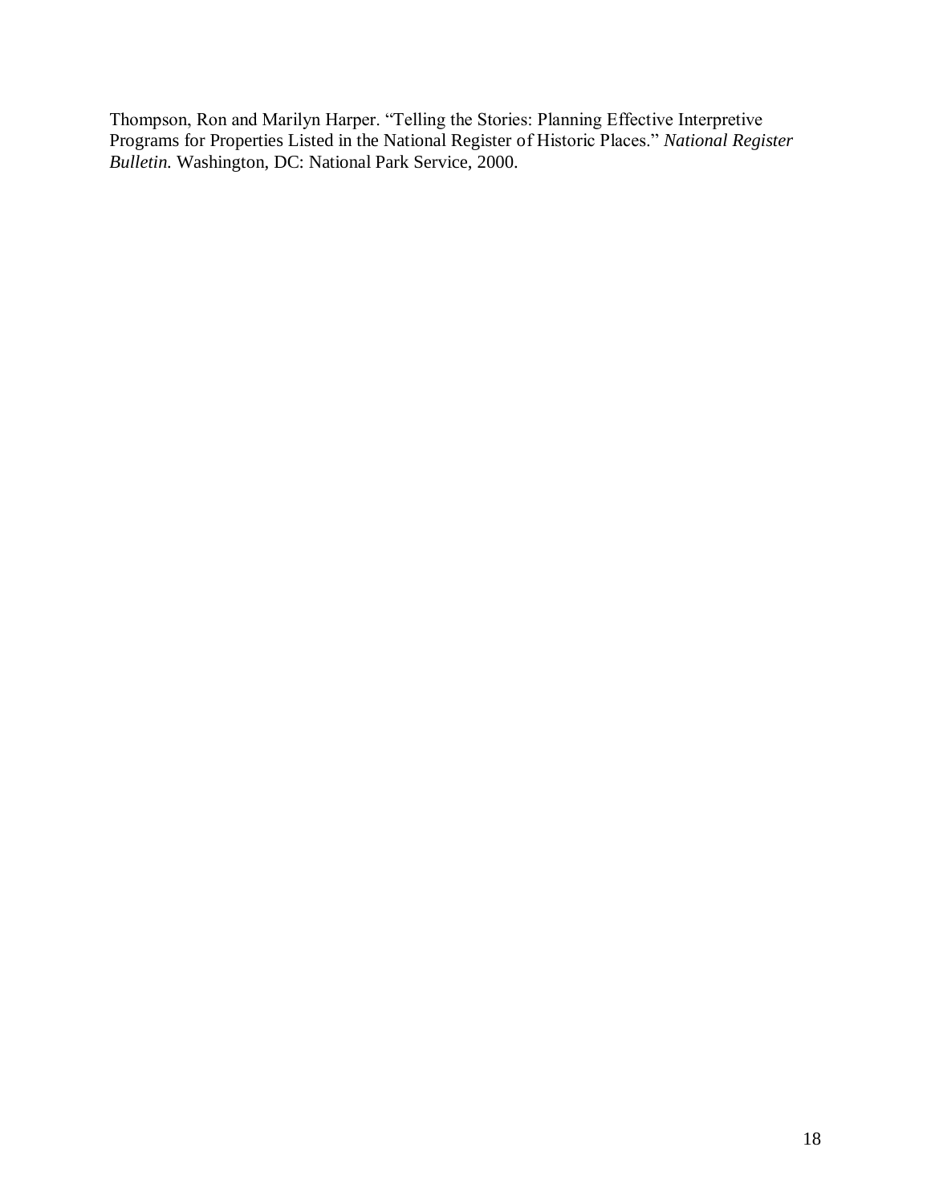Thompson, Ron and Marilyn Harper. "Telling the Stories: Planning Effective Interpretive Programs for Properties Listed in the National Register of Historic Places." *National Register Bulletin.* Washington, DC: National Park Service, 2000.